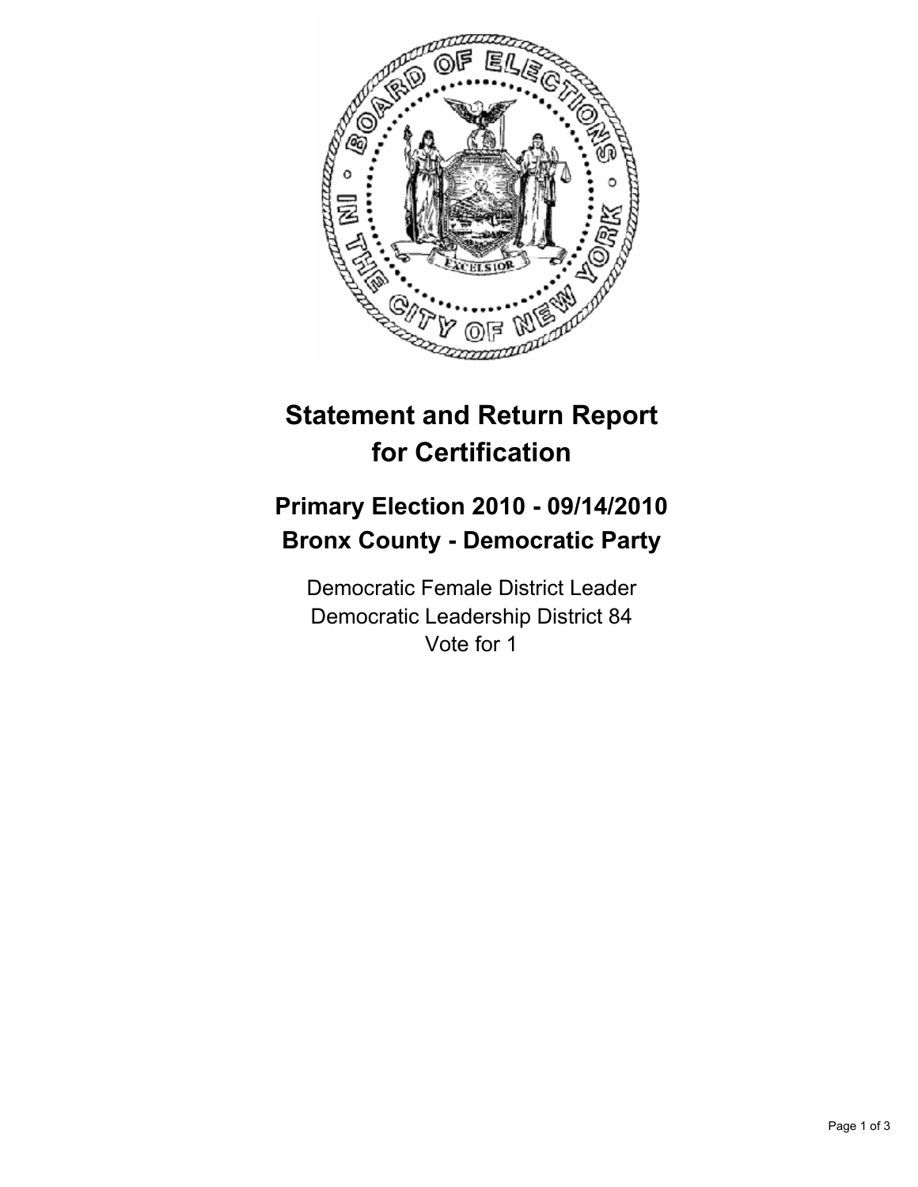# Statement and Return Report for Certification

## Primary Election 2010 - 09/14/2010
## Bronx County - Democratic Party

Democratic Female District Leader
Democratic Leadership District 84
Vote for 1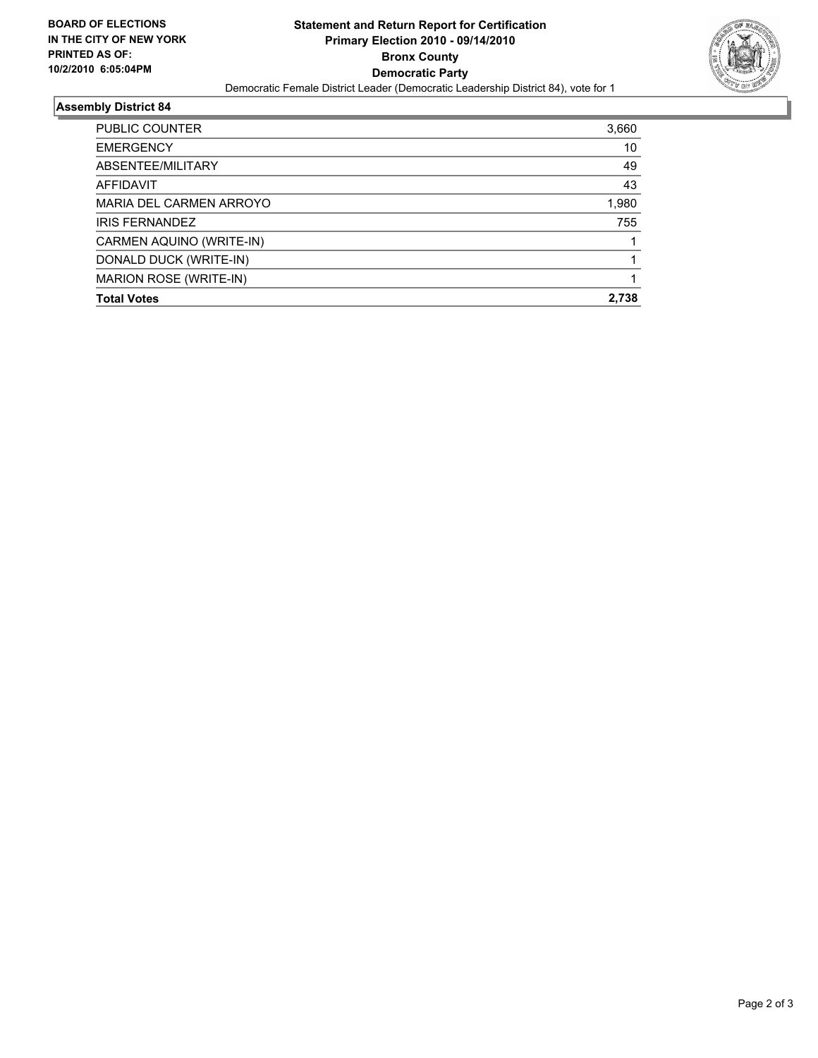**BOARD OF ELECTIONS IN THE CITY OF NEW YORK PRINTED AS OF: 10/2/2010 6:05:04PM**

# Statement and Return Report for Certification
## Primary Election 2010 - 09/14/2010
## Bronx County
## Democratic Party

Democratic Female District Leader (Democratic Leadership District 84), vote for 1

### Assembly District 84

| | |
|---|---|
| PUBLIC COUNTER | 3,660 |
| EMERGENCY | 10 |
| ABSENTEE/MILITARY | 49 |
| AFFIDAVIT | 43 |
| MARIA DEL CARMEN ARROYO | 1,980 |
| IRIS FERNANDEZ | 755 |
| CARMEN AQUINO (WRITE-IN) | 1 |
| DONALD DUCK (WRITE-IN) | 1 |
| MARION ROSE (WRITE-IN) | 1 |
| **Total Votes** | **2,738** |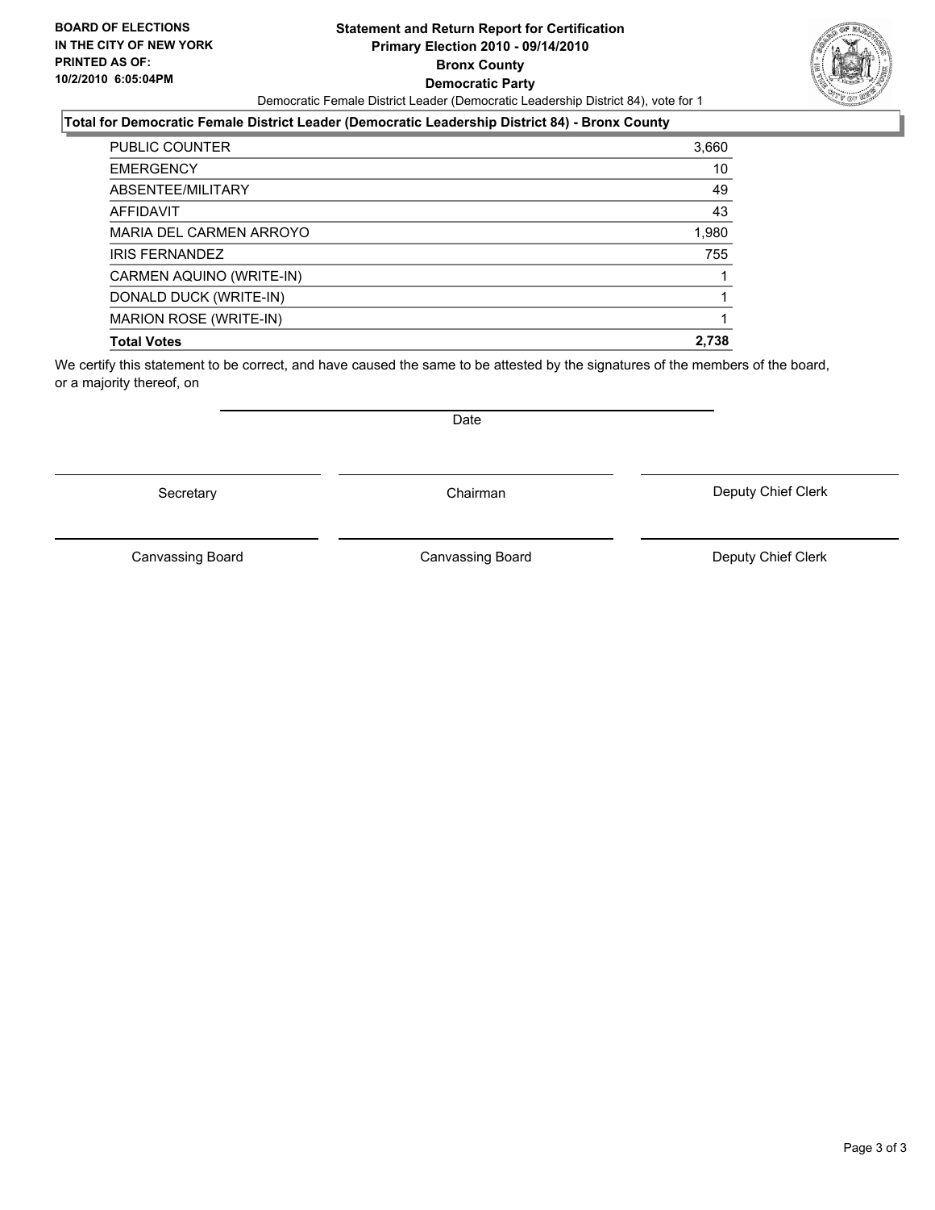**BOARD OF ELECTIONS IN THE CITY OF NEW YORK PRINTED AS OF: 10/2/2010 6:05:04PM**

**Statement and Return Report for Certification Primary Election 2010 - 09/14/2010 Bronx County Democratic Party**

Democratic Female District Leader (Democratic Leadership District 84), vote for 1

**Total for Democratic Female District Leader (Democratic Leadership District 84) - Bronx County**

| | |
|---|---|
| PUBLIC COUNTER | 3,660 |
| EMERGENCY | 10 |
| ABSENTEE/MILITARY | 49 |
| AFFIDAVIT | 43 |
| MARIA DEL CARMEN ARROYO | 1,980 |
| IRIS FERNANDEZ | 755 |
| CARMEN AQUINO (WRITE-IN) | 1 |
| DONALD DUCK (WRITE-IN) | 1 |
| MARION ROSE (WRITE-IN) | 1 |
| **Total Votes** | **2,738** |

We certify this statement to be correct, and have caused the same to be attested by the signatures of the members of the board, or a majority thereof, on

Date

Secretary | Chairman | Deputy Chief Clerk

Canvassing Board | Canvassing Board | Deputy Chief Clerk